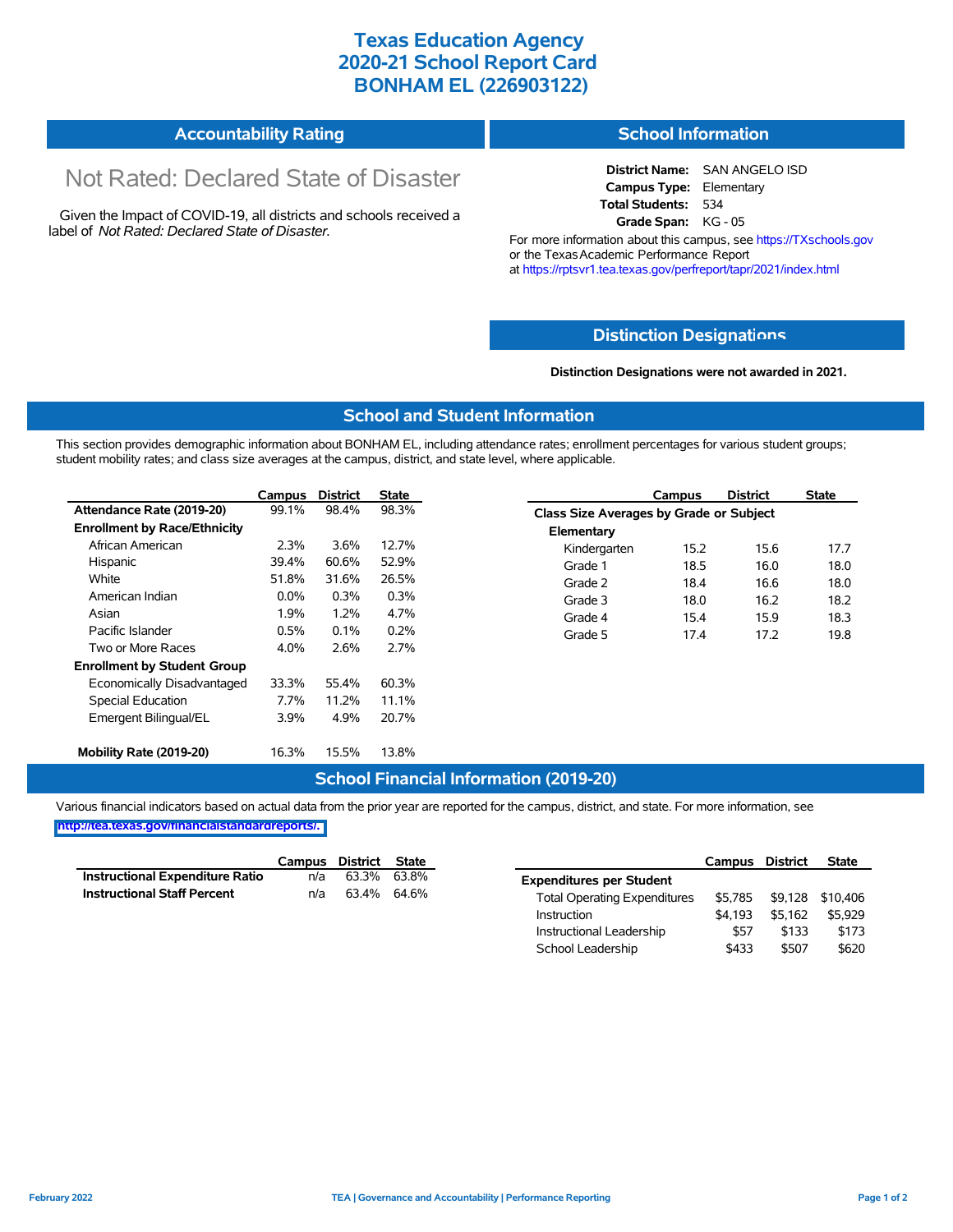# Texas Education Agency
# 2020-21 School Report Card
# BONHAM EL (226903122)

## Accountability Rating

Not Rated: Declared State of Disaster

Given the Impact of COVID-19, all districts and schools received a label of *Not Rated: Declared State of Disaster*.

## School Information

**District Name:** SAN ANGELO ISD
**Campus Type:** Elementary
**Total Students:** 534
**Grade Span:** KG - 05

For more information about this campus, see https://TXschools.gov or the Texas Academic Performance Report at https://rptsvr1.tea.texas.gov/perfreport/tapr/2021/index.html

## Distinction Designations

**Distinction Designations were not awarded in 2021.**

## School and Student Information

This section provides demographic information about BONHAM EL, including attendance rates; enrollment percentages for various student groups; student mobility rates; and class size averages at the campus, district, and state level, where applicable.

| | Campus | District | State |
|---|---|---|---|
| **Attendance Rate (2019-20)** | 99.1% | 98.4% | 98.3% |
| **Enrollment by Race/Ethnicity** | | | |
| African American | 2.3% | 3.6% | 12.7% |
| Hispanic | 39.4% | 60.6% | 52.9% |
| White | 51.8% | 31.6% | 26.5% |
| American Indian | 0.0% | 0.3% | 0.3% |
| Asian | 1.9% | 1.2% | 4.7% |
| Pacific Islander | 0.5% | 0.1% | 0.2% |
| Two or More Races | 4.0% | 2.6% | 2.7% |
| **Enrollment by Student Group** | | | |
| Economically Disadvantaged | 33.3% | 55.4% | 60.3% |
| Special Education | 7.7% | 11.2% | 11.1% |
| Emergent Bilingual/EL | 3.9% | 4.9% | 20.7% |
| **Mobility Rate (2019-20)** | 16.3% | 15.5% | 13.8% |

| | Campus | District | State |
|---|---|---|---|
| **Class Size Averages by Grade or Subject** | | | |
| **Elementary** | | | |
| Kindergarten | 15.2 | 15.6 | 17.7 |
| Grade 1 | 18.5 | 16.0 | 18.0 |
| Grade 2 | 18.4 | 16.6 | 18.0 |
| Grade 3 | 18.0 | 16.2 | 18.2 |
| Grade 4 | 15.4 | 15.9 | 18.3 |
| Grade 5 | 17.4 | 17.2 | 19.8 |

## School Financial Information (2019-20)

Various financial indicators based on actual data from the prior year are reported for the campus, district, and state. For more information, see http://tea.texas.gov/financialstandardreports/.

| | Campus | District | State |
|---|---|---|---|
| **Instructional Expenditure Ratio** | n/a | 63.3% | 63.8% |
| **Instructional Staff Percent** | n/a | 63.4% | 64.6% |

| | Campus | District | State |
|---|---|---|---|
| **Expenditures per Student** | | | |
| Total Operating Expenditures | $5,785 | $9,128 | $10,406 |
| Instruction | $4,193 | $5,162 | $5,929 |
| Instructional Leadership | $57 | $133 | $173 |
| School Leadership | $433 | $507 | $620 |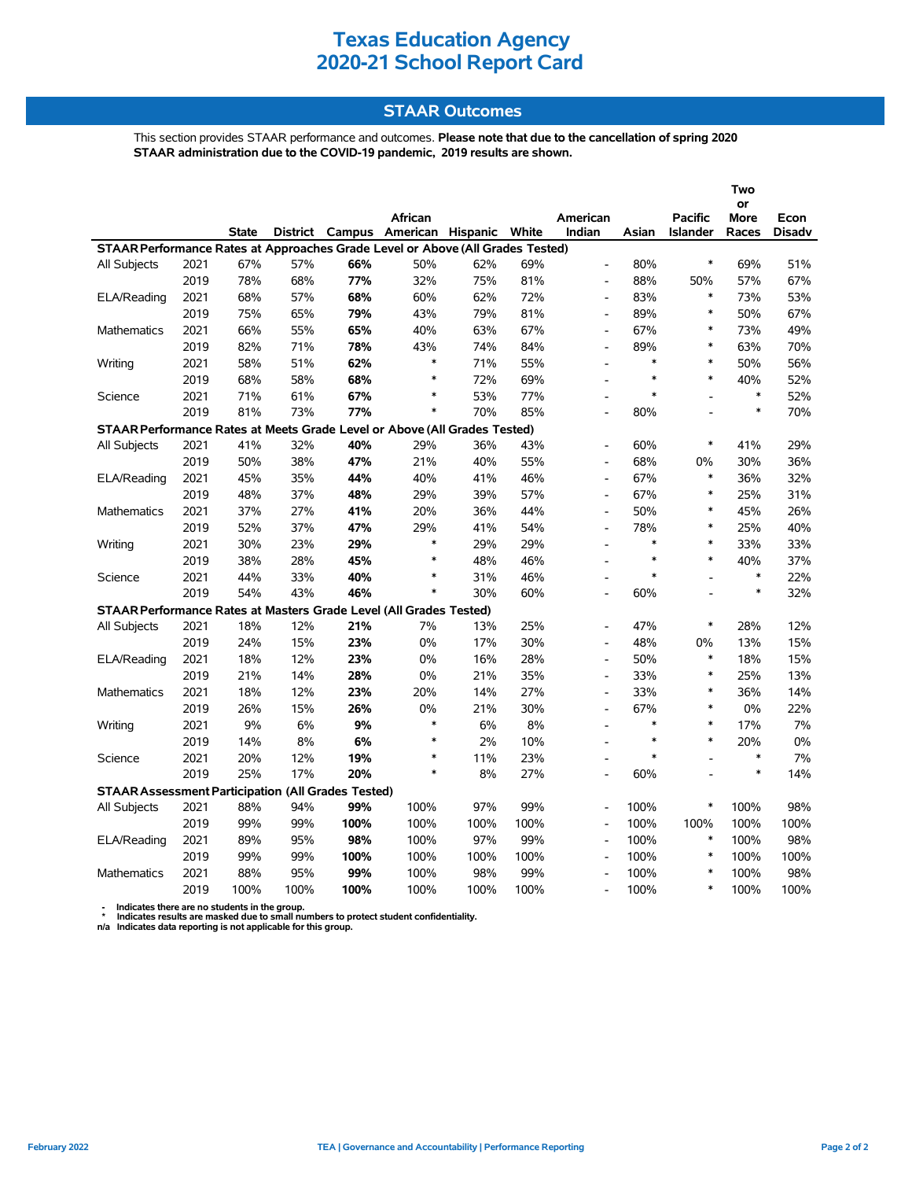# Texas Education Agency
# 2020-21 School Report Card

## STAAR Outcomes

This section provides STAAR performance and outcomes. **Please note that due to the cancellation of spring 2020 STAAR administration due to the COVID-19 pandemic, 2019 results are shown.**

| | | State | District | Campus | African American | Hispanic | White | American Indian | Asian | Pacific Islander | Two or More Races | Econ Disadv |
|---|---|---|---|---|---|---|---|---|---|---|---|---|
| **STAAR Performance Rates at Approaches Grade Level or Above (All Grades Tested)** | | | | | | | | | | | | |
| All Subjects | 2021 | 67% | 57% | **66%** | 50% | 62% | 69% | - | 80% | * | 69% | 51% |
| | 2019 | 78% | 68% | **77%** | 32% | 75% | 81% | - | 88% | 50% | 57% | 67% |
| ELA/Reading | 2021 | 68% | 57% | **68%** | 60% | 62% | 72% | - | 83% | * | 73% | 53% |
| | 2019 | 75% | 65% | **79%** | 43% | 79% | 81% | - | 89% | * | 50% | 67% |
| Mathematics | 2021 | 66% | 55% | **65%** | 40% | 63% | 67% | - | 67% | * | 73% | 49% |
| | 2019 | 82% | 71% | **78%** | 43% | 74% | 84% | - | 89% | * | 63% | 70% |
| Writing | 2021 | 58% | 51% | **62%** | * | 71% | 55% | - | * | * | 50% | 56% |
| | 2019 | 68% | 58% | **68%** | * | 72% | 69% | - | * | * | 40% | 52% |
| Science | 2021 | 71% | 61% | **67%** | * | 53% | 77% | - | * | - | * | 52% |
| | 2019 | 81% | 73% | **77%** | * | 70% | 85% | - | 80% | - | * | 70% |
| **STAAR Performance Rates at Meets Grade Level or Above (All Grades Tested)** | | | | | | | | | | | | |
| All Subjects | 2021 | 41% | 32% | **40%** | 29% | 36% | 43% | - | 60% | * | 41% | 29% |
| | 2019 | 50% | 38% | **47%** | 21% | 40% | 55% | - | 68% | 0% | 30% | 36% |
| ELA/Reading | 2021 | 45% | 35% | **44%** | 40% | 41% | 46% | - | 67% | * | 36% | 32% |
| | 2019 | 48% | 37% | **48%** | 29% | 39% | 57% | - | 67% | * | 25% | 31% |
| Mathematics | 2021 | 37% | 27% | **41%** | 20% | 36% | 44% | - | 50% | * | 45% | 26% |
| | 2019 | 52% | 37% | **47%** | 29% | 41% | 54% | - | 78% | * | 25% | 40% |
| Writing | 2021 | 30% | 23% | **29%** | * | 29% | 29% | - | * | * | 33% | 33% |
| | 2019 | 38% | 28% | **45%** | * | 48% | 46% | - | * | * | 40% | 37% |
| Science | 2021 | 44% | 33% | **40%** | * | 31% | 46% | - | * | - | * | 22% |
| | 2019 | 54% | 43% | **46%** | * | 30% | 60% | - | 60% | - | * | 32% |
| **STAAR Performance Rates at Masters Grade Level (All Grades Tested)** | | | | | | | | | | | | |
| All Subjects | 2021 | 18% | 12% | **21%** | 7% | 13% | 25% | - | 47% | * | 28% | 12% |
| | 2019 | 24% | 15% | **23%** | 0% | 17% | 30% | - | 48% | 0% | 13% | 15% |
| ELA/Reading | 2021 | 18% | 12% | **23%** | 0% | 16% | 28% | - | 50% | * | 18% | 15% |
| | 2019 | 21% | 14% | **28%** | 0% | 21% | 35% | - | 33% | * | 25% | 13% |
| Mathematics | 2021 | 18% | 12% | **23%** | 20% | 14% | 27% | - | 33% | * | 36% | 14% |
| | 2019 | 26% | 15% | **26%** | 0% | 21% | 30% | - | 67% | * | 0% | 22% |
| Writing | 2021 | 9% | 6% | **9%** | * | 6% | 8% | - | * | * | 17% | 7% |
| | 2019 | 14% | 8% | **6%** | * | 2% | 10% | - | * | * | 20% | 0% |
| Science | 2021 | 20% | 12% | **19%** | * | 11% | 23% | - | * | - | * | 7% |
| | 2019 | 25% | 17% | **20%** | * | 8% | 27% | - | 60% | - | * | 14% |
| **STAAR Assessment Participation (All Grades Tested)** | | | | | | | | | | | | |
| All Subjects | 2021 | 88% | 94% | **99%** | 100% | 97% | 99% | - | 100% | * | 100% | 98% |
| | 2019 | 99% | 99% | **100%** | 100% | 100% | 100% | - | 100% | 100% | 100% | 100% |
| ELA/Reading | 2021 | 89% | 95% | **98%** | 100% | 97% | 99% | - | 100% | * | 100% | 98% |
| | 2019 | 99% | 99% | **100%** | 100% | 100% | 100% | - | 100% | * | 100% | 100% |
| Mathematics | 2021 | 88% | 95% | **99%** | 100% | 98% | 99% | - | 100% | * | 100% | 98% |
| | 2019 | 100% | 100% | **100%** | 100% | 100% | 100% | - | 100% | * | 100% | 100% |

**-** Indicates there are no students in the group.
**\*** Indicates results are masked due to small numbers to protect student confidentiality.
**n/a** Indicates data reporting is not applicable for this group.